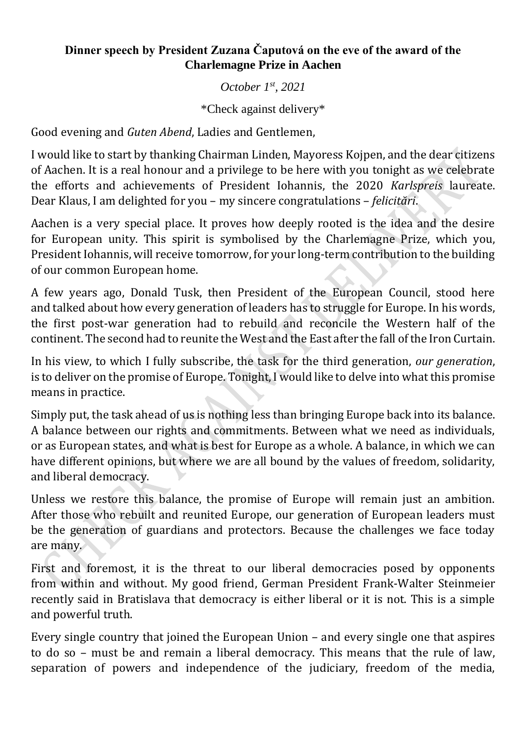**Dinner speech by President Zuzana Čaputová on the eve of the award of the Charlemagne Prize in Aachen**

*October 1st, 2021*

*Check against delivery*

Good evening and *Guten Abend*, Ladies and Gentlemen,

I would like to start by thanking Chairman Linden, Mayoress Kojpen, and the dear citizens of Aachen. It is a real honour and a privilege to be here with you tonight as we celebrate the efforts and achievements of President Iohannis, the 2020 *Karlspreis* laureate. Dear Klaus, I am delighted for you – my sincere congratulations – *felicitări*.

Aachen is a very special place. It proves how deeply rooted is the idea and the desire for European unity. This spirit is symbolised by the Charlemagne Prize, which you, President Iohannis, will receive tomorrow, for your long-term contribution to the building of our common European home.

A few years ago, Donald Tusk, then President of the European Council, stood here and talked about how every generation of leaders has to struggle for Europe. In his words, the first post-war generation had to rebuild and reconcile the Western half of the continent. The second had to reunite the West and the East after the fall of the Iron Curtain.

In his view, to which I fully subscribe, the task for the third generation, *our generation*, is to deliver on the promise of Europe. Tonight, I would like to delve into what this promise means in practice.

Simply put, the task ahead of us is nothing less than bringing Europe back into its balance. A balance between our rights and commitments. Between what we need as individuals, or as European states, and what is best for Europe as a whole. A balance, in which we can have different opinions, but where we are all bound by the values of freedom, solidarity, and liberal democracy.

Unless we restore this balance, the promise of Europe will remain just an ambition. After those who rebuilt and reunited Europe, our generation of European leaders must be the generation of guardians and protectors. Because the challenges we face today are many.

First and foremost, it is the threat to our liberal democracies posed by opponents from within and without. My good friend, German President Frank-Walter Steinmeier recently said in Bratislava that democracy is either liberal or it is not. This is a simple and powerful truth.

Every single country that joined the European Union – and every single one that aspires to do so – must be and remain a liberal democracy. This means that the rule of law, separation of powers and independence of the judiciary, freedom of the media,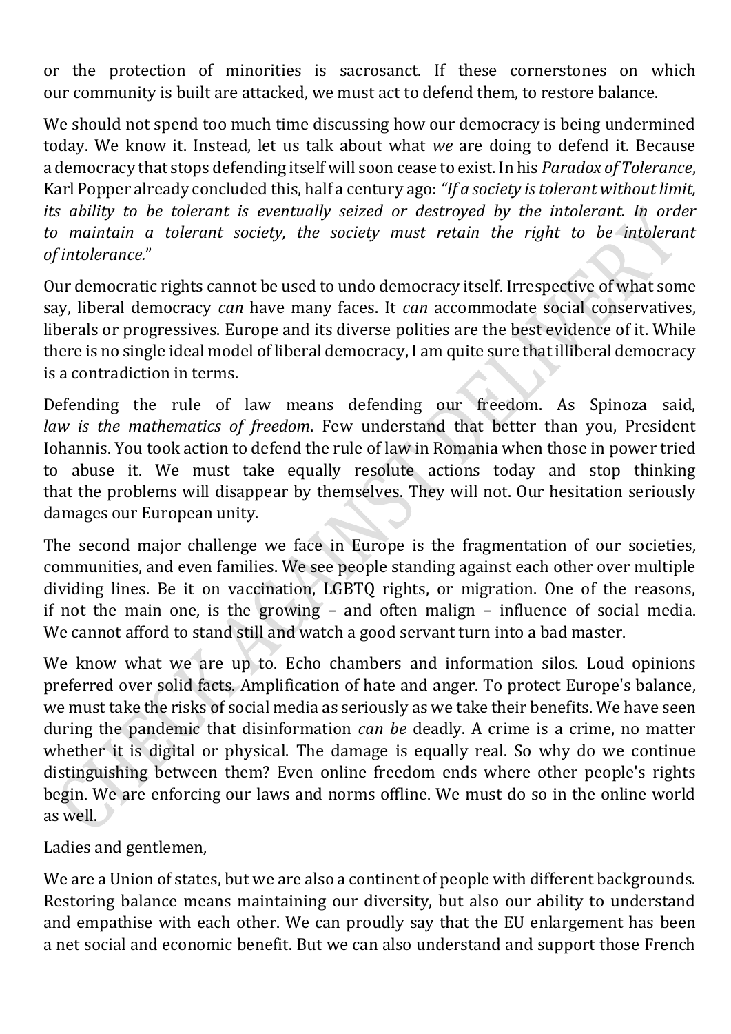or the protection of minorities is sacrosanct. If these cornerstones on which our community is built are attacked, we must act to defend them, to restore balance.

We should not spend too much time discussing how our democracy is being undermined today. We know it. Instead, let us talk about what *we* are doing to defend it. Because a democracy that stops defending itself will soon cease to exist. In his *Paradox of Tolerance*, Karl Popper already concluded this, half a century ago: *"If a society is tolerant without limit, its ability to be tolerant is eventually seized or destroyed by the intolerant. In order to maintain a tolerant society, the society must retain the right to be intolerant of intolerance.*"

Our democratic rights cannot be used to undo democracy itself. Irrespective of what some say, liberal democracy *can* have many faces. It *can* accommodate social conservatives, liberals or progressives. Europe and its diverse polities are the best evidence of it. While there is no single ideal model of liberal democracy, I am quite sure that illiberal democracy is a contradiction in terms.

Defending the rule of law means defending our freedom. As Spinoza said, *law is the mathematics of freedom*. Few understand that better than you, President Iohannis. You took action to defend the rule of law in Romania when those in power tried to abuse it. We must take equally resolute actions today and stop thinking that the problems will disappear by themselves. They will not. Our hesitation seriously damages our European unity.

The second major challenge we face in Europe is the fragmentation of our societies, communities, and even families. We see people standing against each other over multiple dividing lines. Be it on vaccination, LGBTQ rights, or migration. One of the reasons, if not the main one, is the growing – and often malign – influence of social media. We cannot afford to stand still and watch a good servant turn into a bad master.

We know what we are up to. Echo chambers and information silos. Loud opinions preferred over solid facts. Amplification of hate and anger. To protect Europe's balance, we must take the risks of social media as seriously as we take their benefits. We have seen during the pandemic that disinformation *can be* deadly. A crime is a crime, no matter whether it is digital or physical. The damage is equally real. So why do we continue distinguishing between them? Even online freedom ends where other people's rights begin. We are enforcing our laws and norms offline. We must do so in the online world as well.

Ladies and gentlemen,

We are a Union of states, but we are also a continent of people with different backgrounds. Restoring balance means maintaining our diversity, but also our ability to understand and empathise with each other. We can proudly say that the EU enlargement has been a net social and economic benefit. But we can also understand and support those French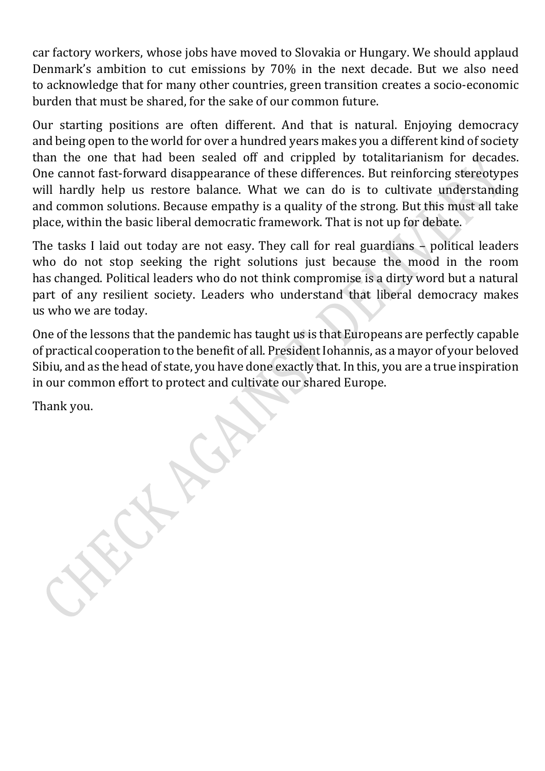car factory workers, whose jobs have moved to Slovakia or Hungary. We should applaud Denmark's ambition to cut emissions by 70% in the next decade. But we also need to acknowledge that for many other countries, green transition creates a socio-economic burden that must be shared, for the sake of our common future.

Our starting positions are often different. And that is natural. Enjoying democracy and being open to the world for over a hundred years makes you a different kind of society than the one that had been sealed off and crippled by totalitarianism for decades. One cannot fast-forward disappearance of these differences. But reinforcing stereotypes will hardly help us restore balance. What we can do is to cultivate understanding and common solutions. Because empathy is a quality of the strong. But this must all take place, within the basic liberal democratic framework. That is not up for debate.

The tasks I laid out today are not easy. They call for real guardians – political leaders who do not stop seeking the right solutions just because the mood in the room has changed. Political leaders who do not think compromise is a dirty word but a natural part of any resilient society. Leaders who understand that liberal democracy makes us who we are today.

One of the lessons that the pandemic has taught us is that Europeans are perfectly capable of practical cooperation to the benefit of all. President Iohannis, as a mayor of your beloved Sibiu, and as the head of state, you have done exactly that. In this, you are a true inspiration in our common effort to protect and cultivate our shared Europe.

Thank you.